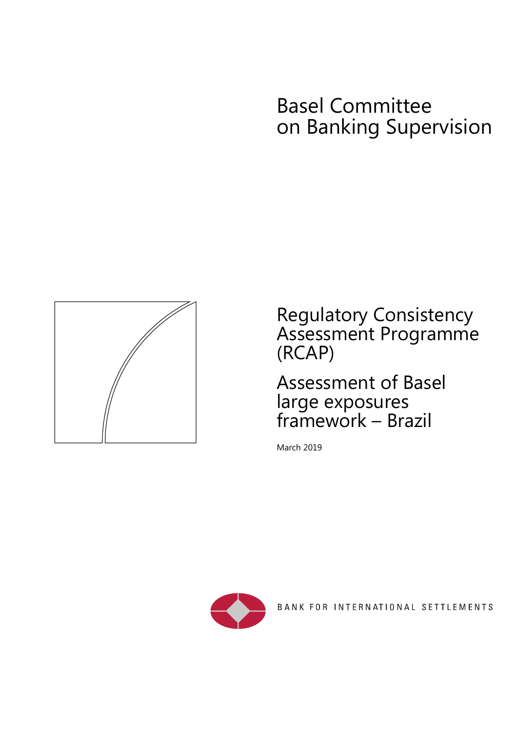# Basel Committee on Banking Supervision

## Regulatory Consistency Assessment Programme (RCAP)

## Assessment of Basel large exposures framework – Brazil

March 2019

BANK FOR INTERNATIONAL SETTLEMENTS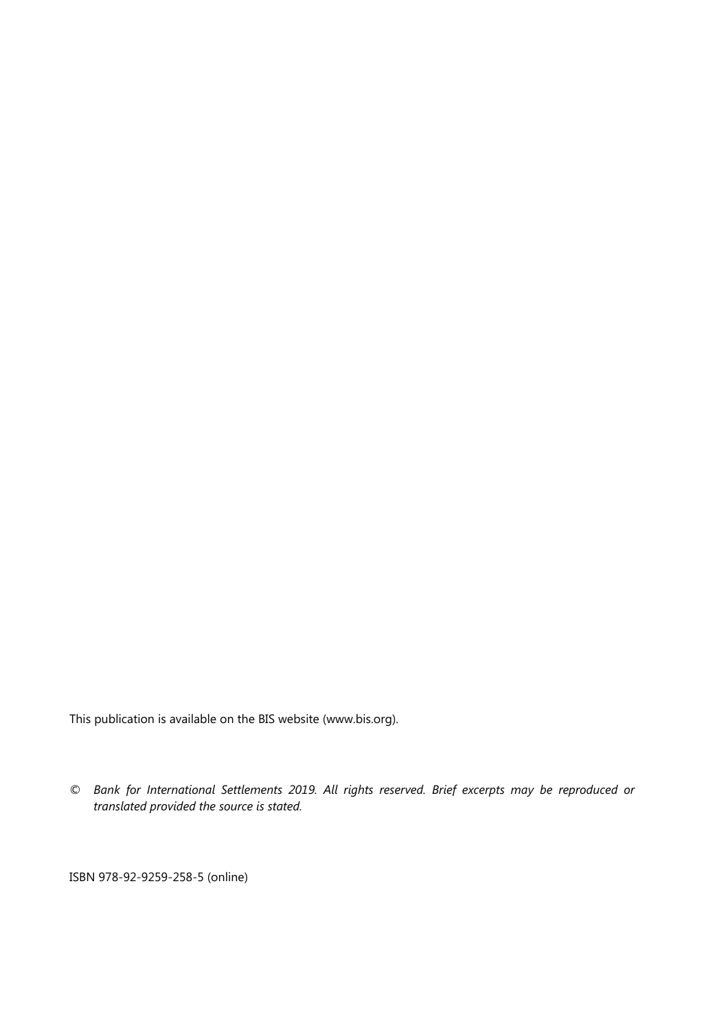This publication is available on the BIS website (www.bis.org).

© *Bank for International Settlements 2019. All rights reserved. Brief excerpts may be reproduced or translated provided the source is stated.*

ISBN 978-92-9259-258-5 (online)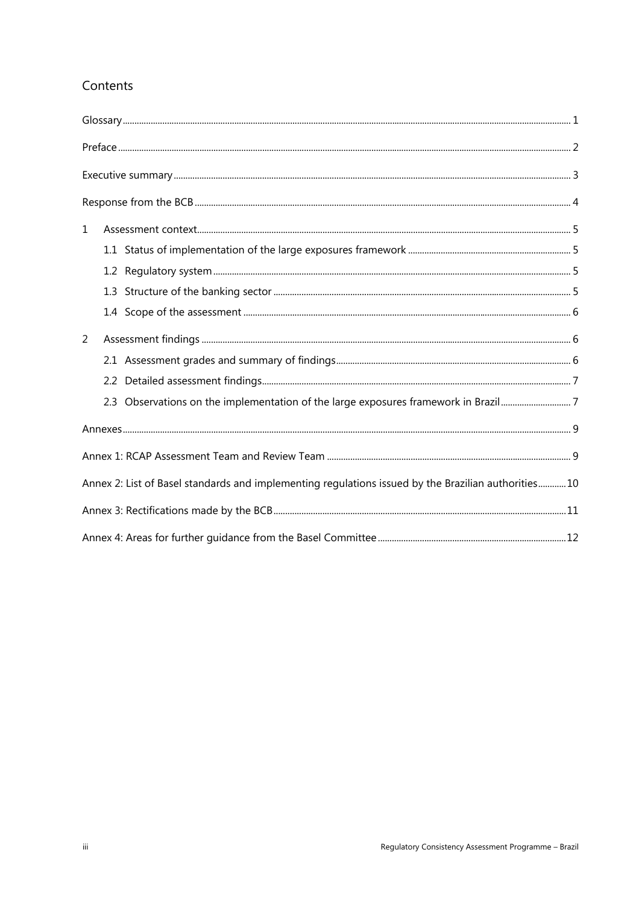## Contents

Glossary ..... 1

Preface ..... 2

Executive summary ..... 3

Response from the BCB ..... 4

1 Assessment context ..... 5

  1.1 Status of implementation of the large exposures framework ..... 5

  1.2 Regulatory system ..... 5

  1.3 Structure of the banking sector ..... 5

  1.4 Scope of the assessment ..... 6

2 Assessment findings ..... 6

  2.1 Assessment grades and summary of findings ..... 6

  2.2 Detailed assessment findings ..... 7

  2.3 Observations on the implementation of the large exposures framework in Brazil ..... 7

Annexes ..... 9

Annex 1: RCAP Assessment Team and Review Team ..... 9

Annex 2: List of Basel standards and implementing regulations issued by the Brazilian authorities ..... 10

Annex 3: Rectifications made by the BCB ..... 11

Annex 4: Areas for further guidance from the Basel Committee ..... 12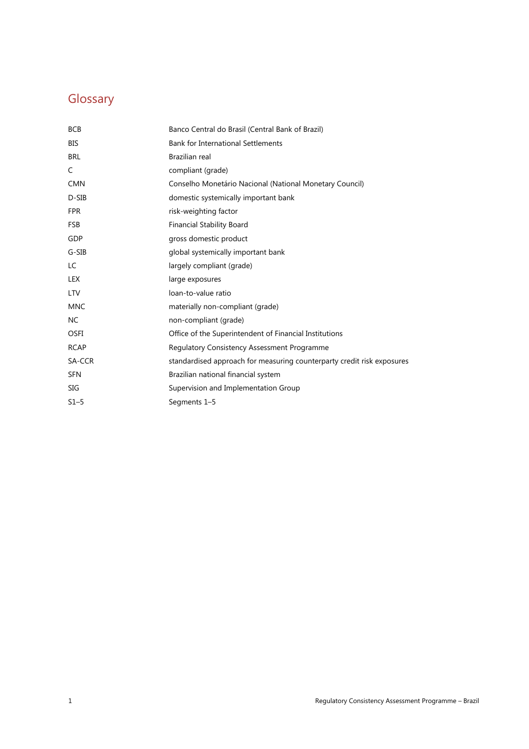# Glossary

| | |
|---|---|
| BCB | Banco Central do Brasil (Central Bank of Brazil) |
| BIS | Bank for International Settlements |
| BRL | Brazilian real |
| C | compliant (grade) |
| CMN | Conselho Monetário Nacional (National Monetary Council) |
| D-SIB | domestic systemically important bank |
| FPR | risk-weighting factor |
| FSB | Financial Stability Board |
| GDP | gross domestic product |
| G-SIB | global systemically important bank |
| LC | largely compliant (grade) |
| LEX | large exposures |
| LTV | loan-to-value ratio |
| MNC | materially non-compliant (grade) |
| NC | non-compliant (grade) |
| OSFI | Office of the Superintendent of Financial Institutions |
| RCAP | Regulatory Consistency Assessment Programme |
| SA-CCR | standardised approach for measuring counterparty credit risk exposures |
| SFN | Brazilian national financial system |
| SIG | Supervision and Implementation Group |
| S1–5 | Segments 1–5 |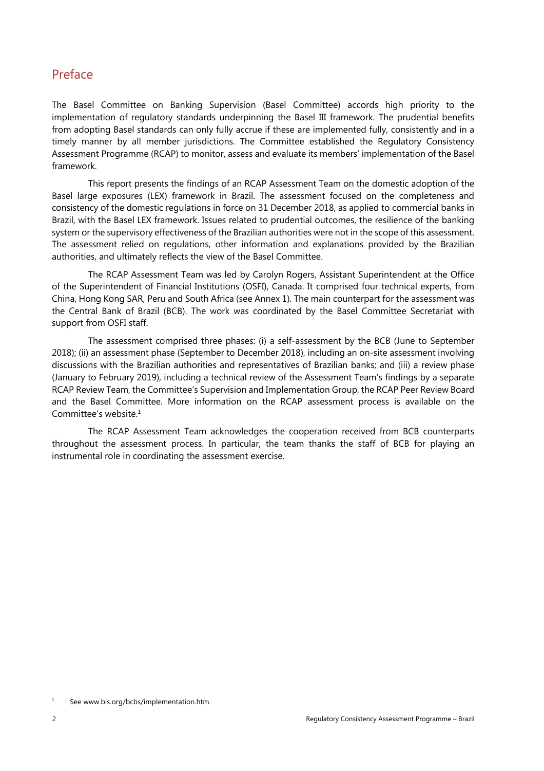## Preface

The Basel Committee on Banking Supervision (Basel Committee) accords high priority to the implementation of regulatory standards underpinning the Basel III framework. The prudential benefits from adopting Basel standards can only fully accrue if these are implemented fully, consistently and in a timely manner by all member jurisdictions. The Committee established the Regulatory Consistency Assessment Programme (RCAP) to monitor, assess and evaluate its members' implementation of the Basel framework.

This report presents the findings of an RCAP Assessment Team on the domestic adoption of the Basel large exposures (LEX) framework in Brazil. The assessment focused on the completeness and consistency of the domestic regulations in force on 31 December 2018, as applied to commercial banks in Brazil, with the Basel LEX framework. Issues related to prudential outcomes, the resilience of the banking system or the supervisory effectiveness of the Brazilian authorities were not in the scope of this assessment. The assessment relied on regulations, other information and explanations provided by the Brazilian authorities, and ultimately reflects the view of the Basel Committee.

The RCAP Assessment Team was led by Carolyn Rogers, Assistant Superintendent at the Office of the Superintendent of Financial Institutions (OSFI), Canada. It comprised four technical experts, from China, Hong Kong SAR, Peru and South Africa (see Annex 1). The main counterpart for the assessment was the Central Bank of Brazil (BCB). The work was coordinated by the Basel Committee Secretariat with support from OSFI staff.

The assessment comprised three phases: (i) a self-assessment by the BCB (June to September 2018); (ii) an assessment phase (September to December 2018), including an on-site assessment involving discussions with the Brazilian authorities and representatives of Brazilian banks; and (iii) a review phase (January to February 2019), including a technical review of the Assessment Team's findings by a separate RCAP Review Team, the Committee's Supervision and Implementation Group, the RCAP Peer Review Board and the Basel Committee. More information on the RCAP assessment process is available on the Committee's website.[1]

The RCAP Assessment Team acknowledges the cooperation received from BCB counterparts throughout the assessment process. In particular, the team thanks the staff of BCB for playing an instrumental role in coordinating the assessment exercise.

[1] See www.bis.org/bcbs/implementation.htm.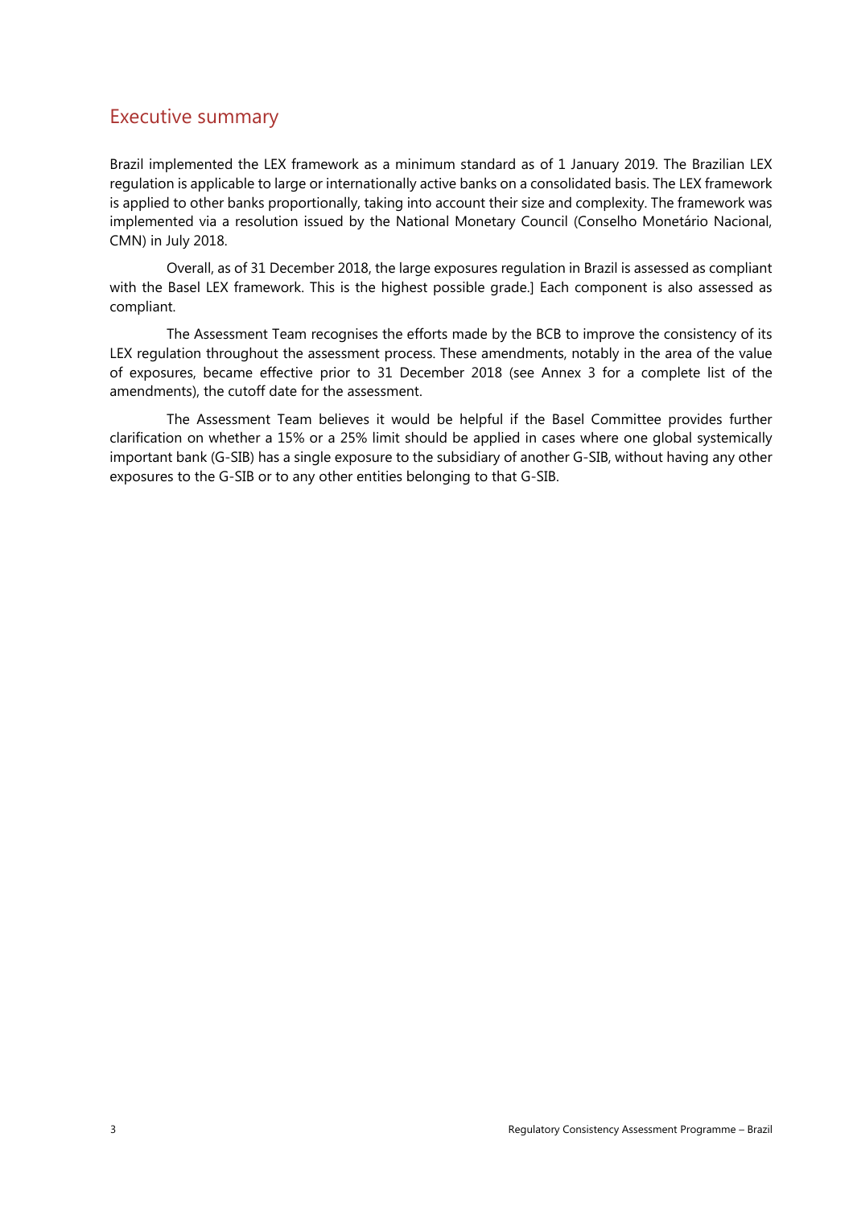## Executive summary

Brazil implemented the LEX framework as a minimum standard as of 1 January 2019. The Brazilian LEX regulation is applicable to large or internationally active banks on a consolidated basis. The LEX framework is applied to other banks proportionally, taking into account their size and complexity. The framework was implemented via a resolution issued by the National Monetary Council (Conselho Monetário Nacional, CMN) in July 2018.

Overall, as of 31 December 2018, the large exposures regulation in Brazil is assessed as compliant with the Basel LEX framework. This is the highest possible grade.] Each component is also assessed as compliant.

The Assessment Team recognises the efforts made by the BCB to improve the consistency of its LEX regulation throughout the assessment process. These amendments, notably in the area of the value of exposures, became effective prior to 31 December 2018 (see Annex 3 for a complete list of the amendments), the cutoff date for the assessment.

The Assessment Team believes it would be helpful if the Basel Committee provides further clarification on whether a 15% or a 25% limit should be applied in cases where one global systemically important bank (G-SIB) has a single exposure to the subsidiary of another G-SIB, without having any other exposures to the G-SIB or to any other entities belonging to that G-SIB.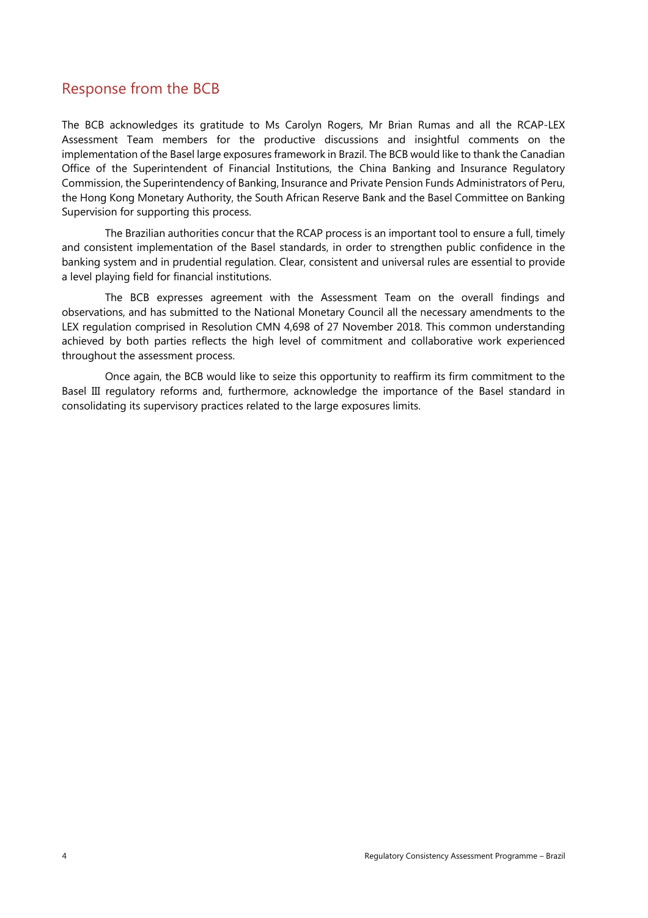## Response from the BCB

The BCB acknowledges its gratitude to Ms Carolyn Rogers, Mr Brian Rumas and all the RCAP-LEX Assessment Team members for the productive discussions and insightful comments on the implementation of the Basel large exposures framework in Brazil. The BCB would like to thank the Canadian Office of the Superintendent of Financial Institutions, the China Banking and Insurance Regulatory Commission, the Superintendency of Banking, Insurance and Private Pension Funds Administrators of Peru, the Hong Kong Monetary Authority, the South African Reserve Bank and the Basel Committee on Banking Supervision for supporting this process.

The Brazilian authorities concur that the RCAP process is an important tool to ensure a full, timely and consistent implementation of the Basel standards, in order to strengthen public confidence in the banking system and in prudential regulation. Clear, consistent and universal rules are essential to provide a level playing field for financial institutions.

The BCB expresses agreement with the Assessment Team on the overall findings and observations, and has submitted to the National Monetary Council all the necessary amendments to the LEX regulation comprised in Resolution CMN 4,698 of 27 November 2018. This common understanding achieved by both parties reflects the high level of commitment and collaborative work experienced throughout the assessment process.

Once again, the BCB would like to seize this opportunity to reaffirm its firm commitment to the Basel III regulatory reforms and, furthermore, acknowledge the importance of the Basel standard in consolidating its supervisory practices related to the large exposures limits.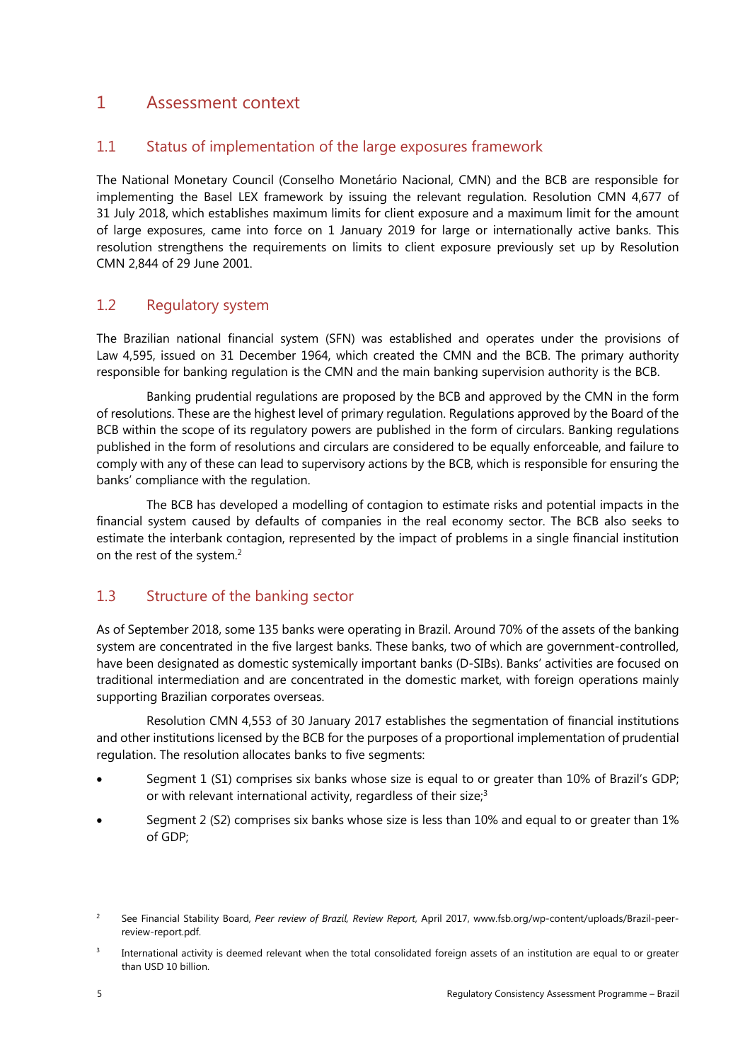# 1 Assessment context

## 1.1 Status of implementation of the large exposures framework

The National Monetary Council (Conselho Monetário Nacional, CMN) and the BCB are responsible for implementing the Basel LEX framework by issuing the relevant regulation. Resolution CMN 4,677 of 31 July 2018, which establishes maximum limits for client exposure and a maximum limit for the amount of large exposures, came into force on 1 January 2019 for large or internationally active banks. This resolution strengthens the requirements on limits to client exposure previously set up by Resolution CMN 2,844 of 29 June 2001.

## 1.2 Regulatory system

The Brazilian national financial system (SFN) was established and operates under the provisions of Law 4,595, issued on 31 December 1964, which created the CMN and the BCB. The primary authority responsible for banking regulation is the CMN and the main banking supervision authority is the BCB.

Banking prudential regulations are proposed by the BCB and approved by the CMN in the form of resolutions. These are the highest level of primary regulation. Regulations approved by the Board of the BCB within the scope of its regulatory powers are published in the form of circulars. Banking regulations published in the form of resolutions and circulars are considered to be equally enforceable, and failure to comply with any of these can lead to supervisory actions by the BCB, which is responsible for ensuring the banks' compliance with the regulation.

The BCB has developed a modelling of contagion to estimate risks and potential impacts in the financial system caused by defaults of companies in the real economy sector. The BCB also seeks to estimate the interbank contagion, represented by the impact of problems in a single financial institution on the rest of the system.[2]

## 1.3 Structure of the banking sector

As of September 2018, some 135 banks were operating in Brazil. Around 70% of the assets of the banking system are concentrated in the five largest banks. These banks, two of which are government-controlled, have been designated as domestic systemically important banks (D-SIBs). Banks' activities are focused on traditional intermediation and are concentrated in the domestic market, with foreign operations mainly supporting Brazilian corporates overseas.

Resolution CMN 4,553 of 30 January 2017 establishes the segmentation of financial institutions and other institutions licensed by the BCB for the purposes of a proportional implementation of prudential regulation. The resolution allocates banks to five segments:

- Segment 1 (S1) comprises six banks whose size is equal to or greater than 10% of Brazil's GDP; or with relevant international activity, regardless of their size;[3]
- Segment 2 (S2) comprises six banks whose size is less than 10% and equal to or greater than 1% of GDP;

[2] See Financial Stability Board, *Peer review of Brazil, Review Report*, April 2017, www.fsb.org/wp-content/uploads/Brazil-peer-review-report.pdf.

[3] International activity is deemed relevant when the total consolidated foreign assets of an institution are equal to or greater than USD 10 billion.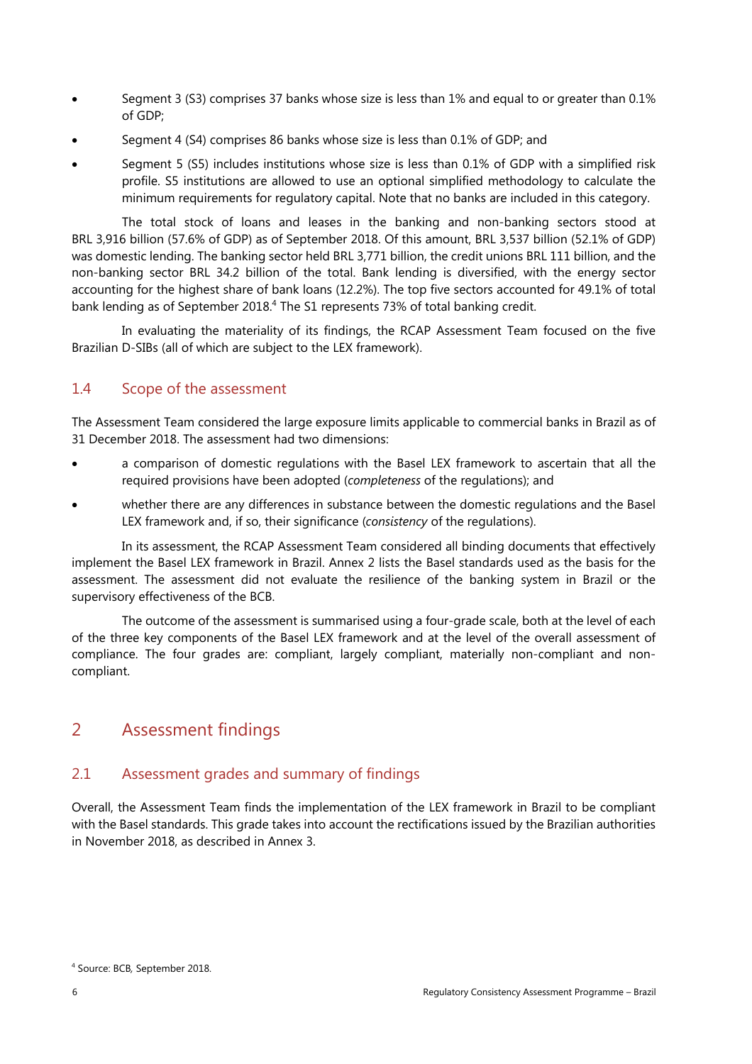- Segment 3 (S3) comprises 37 banks whose size is less than 1% and equal to or greater than 0.1% of GDP;
- Segment 4 (S4) comprises 86 banks whose size is less than 0.1% of GDP; and
- Segment 5 (S5) includes institutions whose size is less than 0.1% of GDP with a simplified risk profile. S5 institutions are allowed to use an optional simplified methodology to calculate the minimum requirements for regulatory capital. Note that no banks are included in this category.

The total stock of loans and leases in the banking and non-banking sectors stood at BRL 3,916 billion (57.6% of GDP) as of September 2018. Of this amount, BRL 3,537 billion (52.1% of GDP) was domestic lending. The banking sector held BRL 3,771 billion, the credit unions BRL 111 billion, and the non-banking sector BRL 34.2 billion of the total. Bank lending is diversified, with the energy sector accounting for the highest share of bank loans (12.2%). The top five sectors accounted for 49.1% of total bank lending as of September 2018.[4] The S1 represents 73% of total banking credit.

In evaluating the materiality of its findings, the RCAP Assessment Team focused on the five Brazilian D-SIBs (all of which are subject to the LEX framework).

## 1.4 Scope of the assessment

The Assessment Team considered the large exposure limits applicable to commercial banks in Brazil as of 31 December 2018. The assessment had two dimensions:

- a comparison of domestic regulations with the Basel LEX framework to ascertain that all the required provisions have been adopted (*completeness* of the regulations); and
- whether there are any differences in substance between the domestic regulations and the Basel LEX framework and, if so, their significance (*consistency* of the regulations).

In its assessment, the RCAP Assessment Team considered all binding documents that effectively implement the Basel LEX framework in Brazil. Annex 2 lists the Basel standards used as the basis for the assessment. The assessment did not evaluate the resilience of the banking system in Brazil or the supervisory effectiveness of the BCB.

The outcome of the assessment is summarised using a four-grade scale, both at the level of each of the three key components of the Basel LEX framework and at the level of the overall assessment of compliance. The four grades are: compliant, largely compliant, materially non-compliant and non-compliant.

# 2 Assessment findings

## 2.1 Assessment grades and summary of findings

Overall, the Assessment Team finds the implementation of the LEX framework in Brazil to be compliant with the Basel standards. This grade takes into account the rectifications issued by the Brazilian authorities in November 2018, as described in Annex 3.

[4] Source: BCB, September 2018.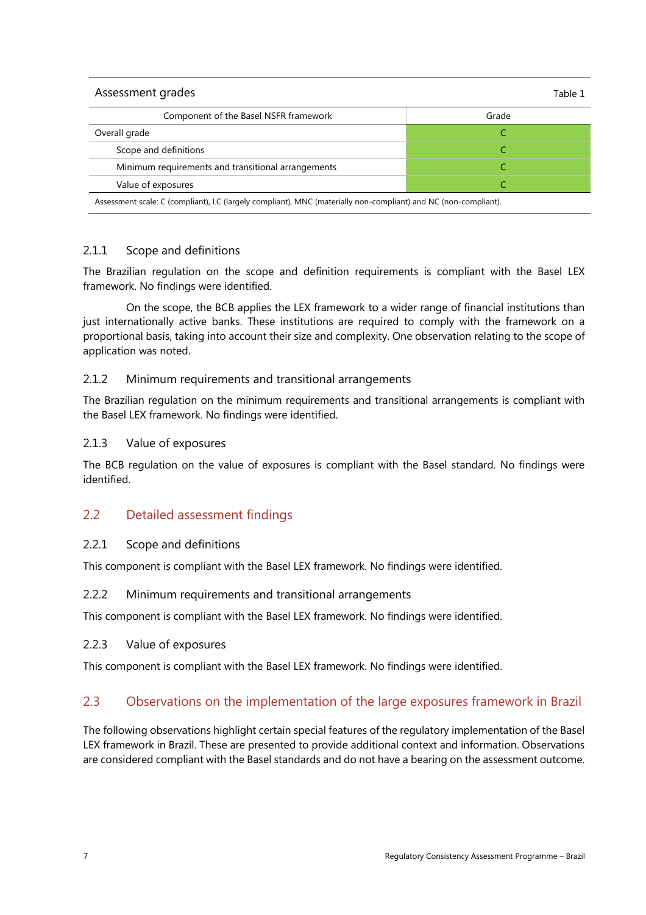Assessment grades — Table 1

| Component of the Basel NSFR framework | Grade |
|---|---|
| Overall grade | C |
| Scope and definitions | C |
| Minimum requirements and transitional arrangements | C |
| Value of exposures | C |

Assessment scale: C (compliant), LC (largely compliant), MNC (materially non-compliant) and NC (non-compliant).

### 2.1.1 Scope and definitions

The Brazilian regulation on the scope and definition requirements is compliant with the Basel LEX framework. No findings were identified.

On the scope, the BCB applies the LEX framework to a wider range of financial institutions than just internationally active banks. These institutions are required to comply with the framework on a proportional basis, taking into account their size and complexity. One observation relating to the scope of application was noted.

### 2.1.2 Minimum requirements and transitional arrangements

The Brazilian regulation on the minimum requirements and transitional arrangements is compliant with the Basel LEX framework. No findings were identified.

### 2.1.3 Value of exposures

The BCB regulation on the value of exposures is compliant with the Basel standard. No findings were identified.

## 2.2 Detailed assessment findings

### 2.2.1 Scope and definitions

This component is compliant with the Basel LEX framework. No findings were identified.

### 2.2.2 Minimum requirements and transitional arrangements

This component is compliant with the Basel LEX framework. No findings were identified.

### 2.2.3 Value of exposures

This component is compliant with the Basel LEX framework. No findings were identified.

## 2.3 Observations on the implementation of the large exposures framework in Brazil

The following observations highlight certain special features of the regulatory implementation of the Basel LEX framework in Brazil. These are presented to provide additional context and information. Observations are considered compliant with the Basel standards and do not have a bearing on the assessment outcome.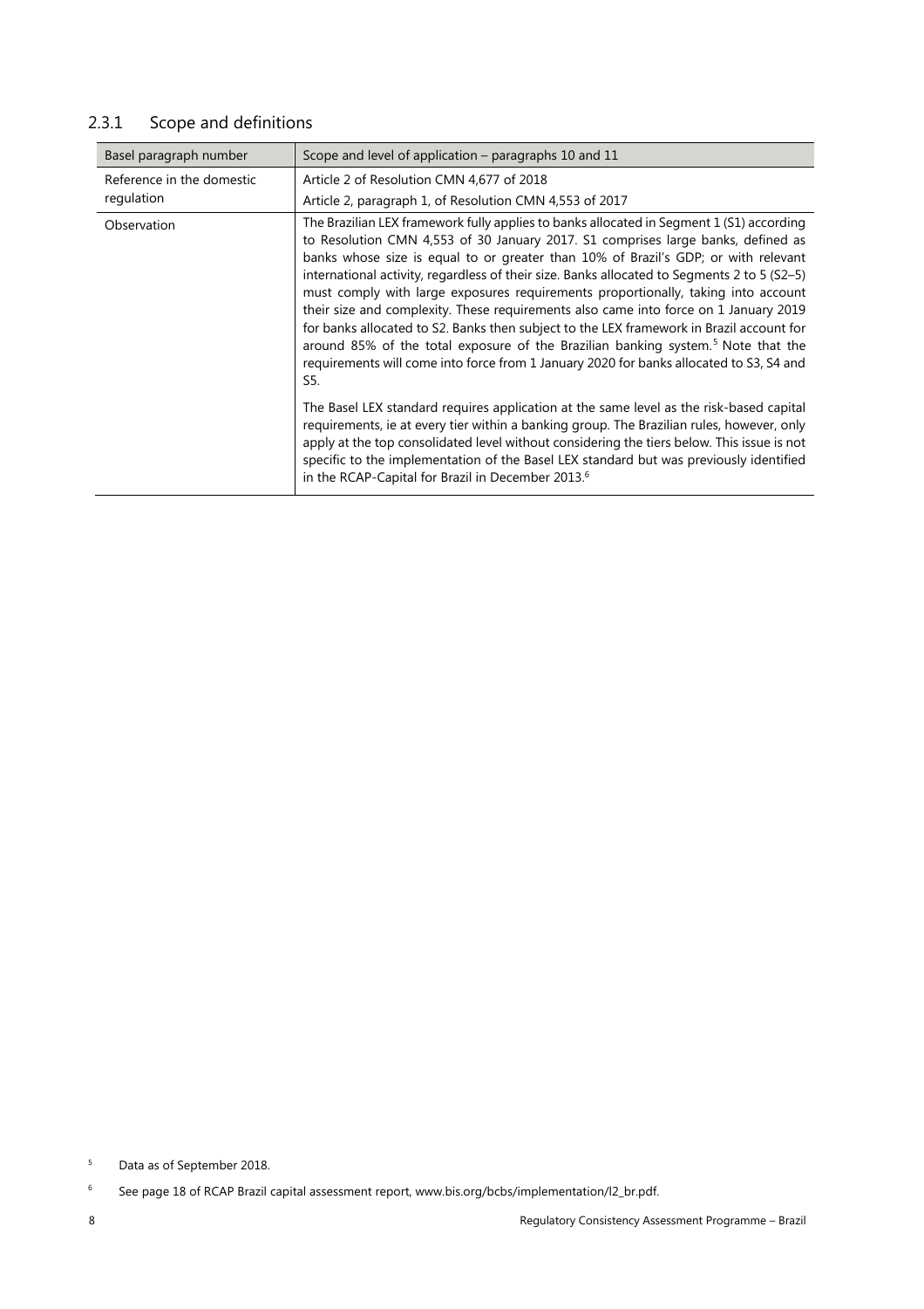### 2.3.1 Scope and definitions

| Basel paragraph number | Scope and level of application – paragraphs 10 and 11 |
| --- | --- |
| Reference in the domestic regulation | Article 2 of Resolution CMN 4,677 of 2018<br>Article 2, paragraph 1, of Resolution CMN 4,553 of 2017 |
| Observation | The Brazilian LEX framework fully applies to banks allocated in Segment 1 (S1) according to Resolution CMN 4,553 of 30 January 2017. S1 comprises large banks, defined as banks whose size is equal to or greater than 10% of Brazil's GDP; or with relevant international activity, regardless of their size. Banks allocated to Segments 2 to 5 (S2–5) must comply with large exposures requirements proportionally, taking into account their size and complexity. These requirements also came into force on 1 January 2019 for banks allocated to S2. Banks then subject to the LEX framework in Brazil account for around 85% of the total exposure of the Brazilian banking system.[5] Note that the requirements will come into force from 1 January 2020 for banks allocated to S3, S4 and S5.<br><br>The Basel LEX standard requires application at the same level as the risk-based capital requirements, ie at every tier within a banking group. The Brazilian rules, however, only apply at the top consolidated level without considering the tiers below. This issue is not specific to the implementation of the Basel LEX standard but was previously identified in the RCAP-Capital for Brazil in December 2013.[6] |

[5] Data as of September 2018.

[6] See page 18 of RCAP Brazil capital assessment report, www.bis.org/bcbs/implementation/l2_br.pdf.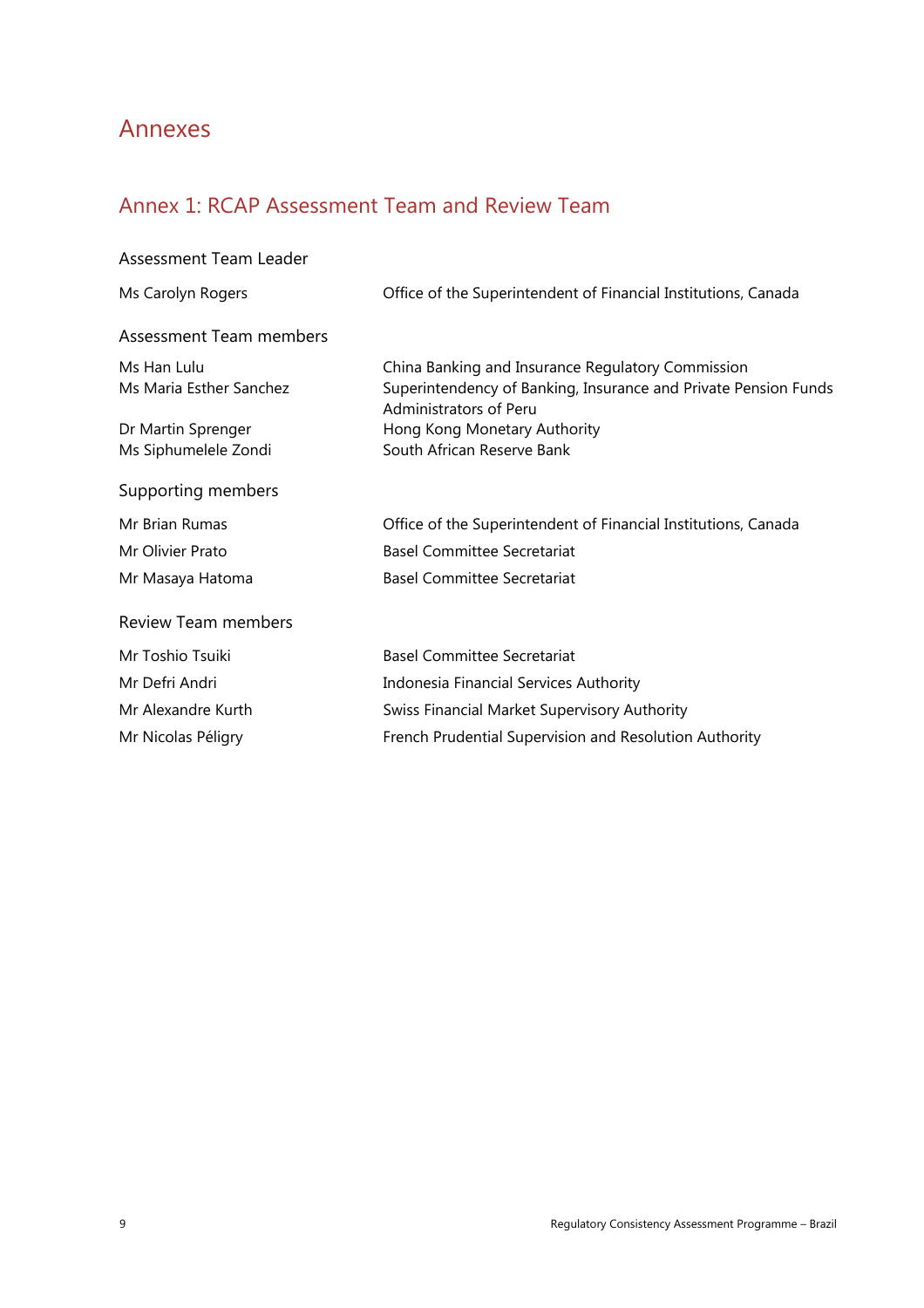# Annexes

## Annex 1: RCAP Assessment Team and Review Team

### Assessment Team Leader

| | |
|---|---|
| Ms Carolyn Rogers | Office of the Superintendent of Financial Institutions, Canada |

### Assessment Team members

| | |
|---|---|
| Ms Han Lulu | China Banking and Insurance Regulatory Commission |
| Ms Maria Esther Sanchez | Superintendency of Banking, Insurance and Private Pension Funds Administrators of Peru |
| Dr Martin Sprenger | Hong Kong Monetary Authority |
| Ms Siphumelele Zondi | South African Reserve Bank |

### Supporting members

| | |
|---|---|
| Mr Brian Rumas | Office of the Superintendent of Financial Institutions, Canada |
| Mr Olivier Prato | Basel Committee Secretariat |
| Mr Masaya Hatoma | Basel Committee Secretariat |

### Review Team members

| | |
|---|---|
| Mr Toshio Tsuiki | Basel Committee Secretariat |
| Mr Defri Andri | Indonesia Financial Services Authority |
| Mr Alexandre Kurth | Swiss Financial Market Supervisory Authority |
| Mr Nicolas Péligry | French Prudential Supervision and Resolution Authority |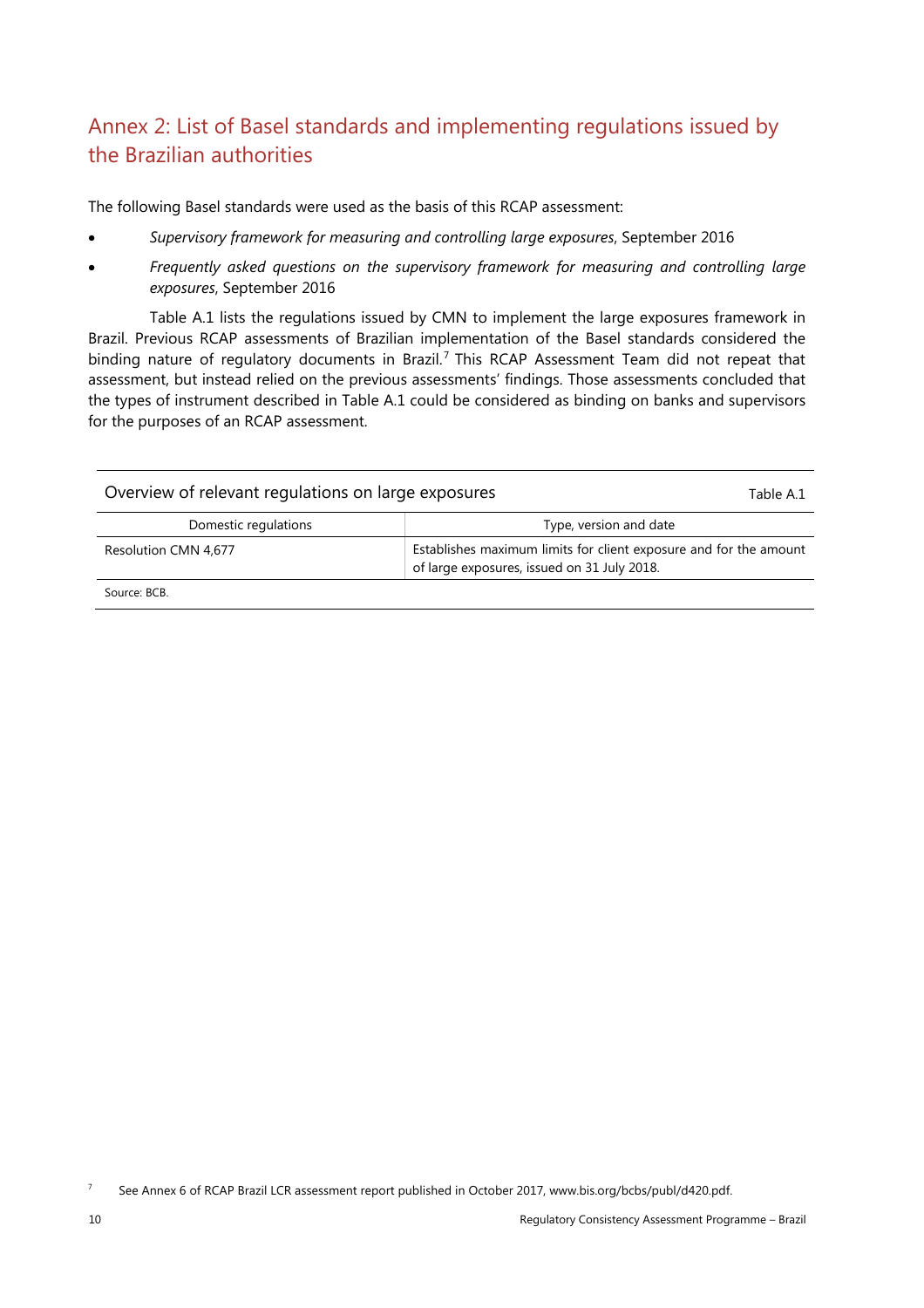## Annex 2: List of Basel standards and implementing regulations issued by the Brazilian authorities

The following Basel standards were used as the basis of this RCAP assessment:

- *Supervisory framework for measuring and controlling large exposures*, September 2016
- *Frequently asked questions on the supervisory framework for measuring and controlling large exposures*, September 2016

Table A.1 lists the regulations issued by CMN to implement the large exposures framework in Brazil. Previous RCAP assessments of Brazilian implementation of the Basel standards considered the binding nature of regulatory documents in Brazil.[7] This RCAP Assessment Team did not repeat that assessment, but instead relied on the previous assessments' findings. Those assessments concluded that the types of instrument described in Table A.1 could be considered as binding on banks and supervisors for the purposes of an RCAP assessment.

Overview of relevant regulations on large exposures — Table A.1

| Domestic regulations | Type, version and date |
|---|---|
| Resolution CMN 4,677 | Establishes maximum limits for client exposure and for the amount of large exposures, issued on 31 July 2018. |

Source: BCB.

[7] See Annex 6 of RCAP Brazil LCR assessment report published in October 2017, www.bis.org/bcbs/publ/d420.pdf.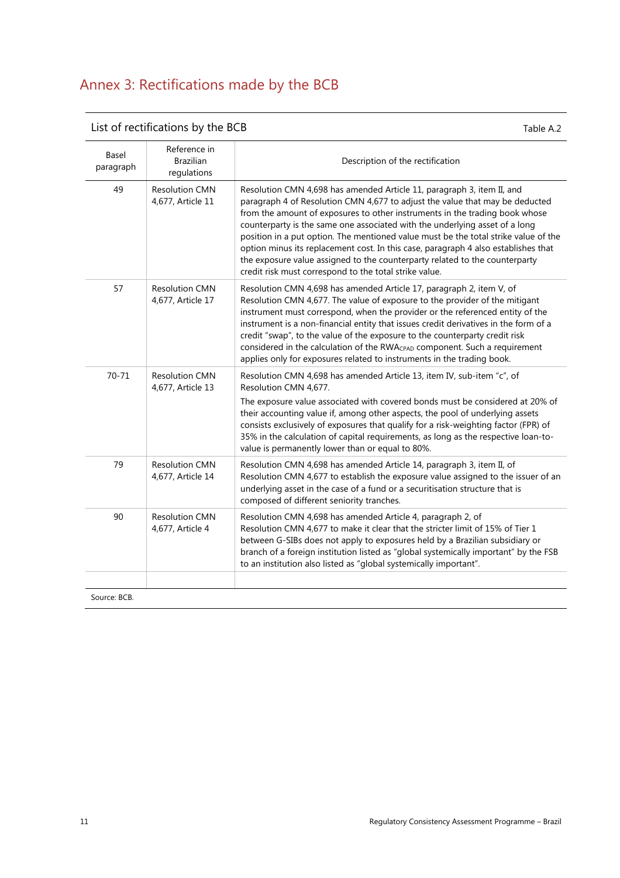# Annex 3: Rectifications made by the BCB

List of rectifications by the BCB — Table A.2

| Basel paragraph | Reference in Brazilian regulations | Description of the rectification |
|---|---|---|
| 49 | Resolution CMN 4,677, Article 11 | Resolution CMN 4,698 has amended Article 11, paragraph 3, item II, and paragraph 4 of Resolution CMN 4,677 to adjust the value that may be deducted from the amount of exposures to other instruments in the trading book whose counterparty is the same one associated with the underlying asset of a long position in a put option. The mentioned value must be the total strike value of the option minus its replacement cost. In this case, paragraph 4 also establishes that the exposure value assigned to the counterparty related to the counterparty credit risk must correspond to the total strike value. |
| 57 | Resolution CMN 4,677, Article 17 | Resolution CMN 4,698 has amended Article 17, paragraph 2, item V, of Resolution CMN 4,677. The value of exposure to the provider of the mitigant instrument must correspond, when the provider or the referenced entity of the instrument is a non-financial entity that issues credit derivatives in the form of a credit "swap", to the value of the exposure to the counterparty credit risk considered in the calculation of the $RWA_{CPAD}$ component. Such a requirement applies only for exposures related to instruments in the trading book. |
| 70-71 | Resolution CMN 4,677, Article 13 | Resolution CMN 4,698 has amended Article 13, item IV, sub-item "c", of Resolution CMN 4,677. The exposure value associated with covered bonds must be considered at 20% of their accounting value if, among other aspects, the pool of underlying assets consists exclusively of exposures that qualify for a risk-weighting factor (FPR) of 35% in the calculation of capital requirements, as long as the respective loan-to-value is permanently lower than or equal to 80%. |
| 79 | Resolution CMN 4,677, Article 14 | Resolution CMN 4,698 has amended Article 14, paragraph 3, item II, of Resolution CMN 4,677 to establish the exposure value assigned to the issuer of an underlying asset in the case of a fund or a securitisation structure that is composed of different seniority tranches. |
| 90 | Resolution CMN 4,677, Article 4 | Resolution CMN 4,698 has amended Article 4, paragraph 2, of Resolution CMN 4,677 to make it clear that the stricter limit of 15% of Tier 1 between G-SIBs does not apply to exposures held by a Brazilian subsidiary or branch of a foreign institution listed as "global systemically important" by the FSB to an institution also listed as "global systemically important". |
| | | |

Source: BCB.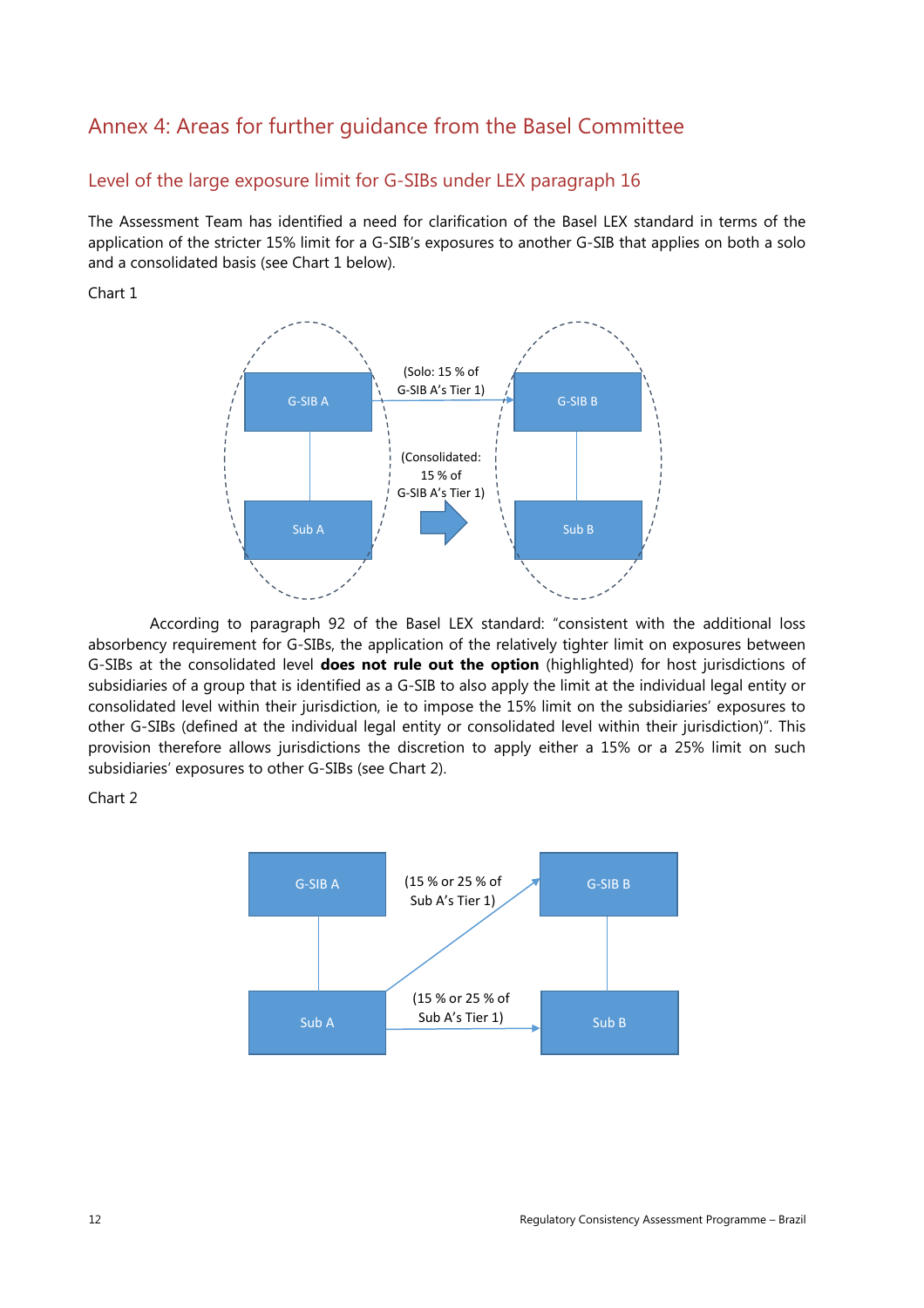## Annex 4: Areas for further guidance from the Basel Committee

### Level of the large exposure limit for G-SIBs under LEX paragraph 16

The Assessment Team has identified a need for clarification of the Basel LEX standard in terms of the application of the stricter 15% limit for a G-SIB's exposures to another G-SIB that applies on both a solo and a consolidated basis (see Chart 1 below).

Chart 1

G-SIB A — (Solo: 15 % of G-SIB A's Tier 1) → G-SIB B

Sub A — (Consolidated: 15 % of G-SIB A's Tier 1) → Sub B

According to paragraph 92 of the Basel LEX standard: "consistent with the additional loss absorbency requirement for G-SIBs, the application of the relatively tighter limit on exposures between G-SIBs at the consolidated level **does not rule out the option** (highlighted) for host jurisdictions of subsidiaries of a group that is identified as a G-SIB to also apply the limit at the individual legal entity or consolidated level within their jurisdiction, ie to impose the 15% limit on the subsidiaries' exposures to other G-SIBs (defined at the individual legal entity or consolidated level within their jurisdiction)". This provision therefore allows jurisdictions the discretion to apply either a 15% or a 25% limit on such subsidiaries' exposures to other G-SIBs (see Chart 2).

Chart 2

Sub A — (15 % or 25 % of Sub A's Tier 1) → G-SIB B

Sub A — (15 % or 25 % of Sub A's Tier 1) → Sub B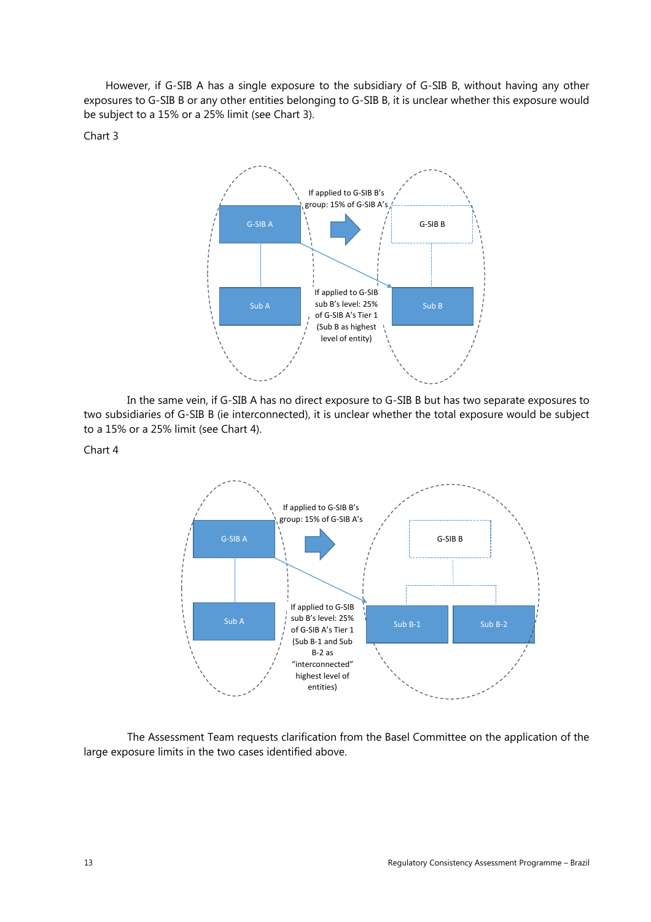However, if G-SIB A has a single exposure to the subsidiary of G-SIB B, without having any other exposures to G-SIB B or any other entities belonging to G-SIB B, it is unclear whether this exposure would be subject to a 15% or a 25% limit (see Chart 3).

Chart 3

G-SIB A

Sub A

If applied to G-SIB B's group: 15% of G-SIB A's

G-SIB B

Sub B

If applied to G-SIB sub B's level: 25% of G-SIB A's Tier 1 (Sub B as highest level of entity)

In the same vein, if G-SIB A has no direct exposure to G-SIB B but has two separate exposures to two subsidiaries of G-SIB B (ie interconnected), it is unclear whether the total exposure would be subject to a 15% or a 25% limit (see Chart 4).

Chart 4

G-SIB A

Sub A

If applied to G-SIB B's group: 15% of G-SIB A's

G-SIB B

Sub B-1

Sub B-2

If applied to G-SIB sub B's level: 25% of G-SIB A's Tier 1 (Sub B-1 and Sub B-2 as "interconnected" highest level of entities)

The Assessment Team requests clarification from the Basel Committee on the application of the large exposure limits in the two cases identified above.